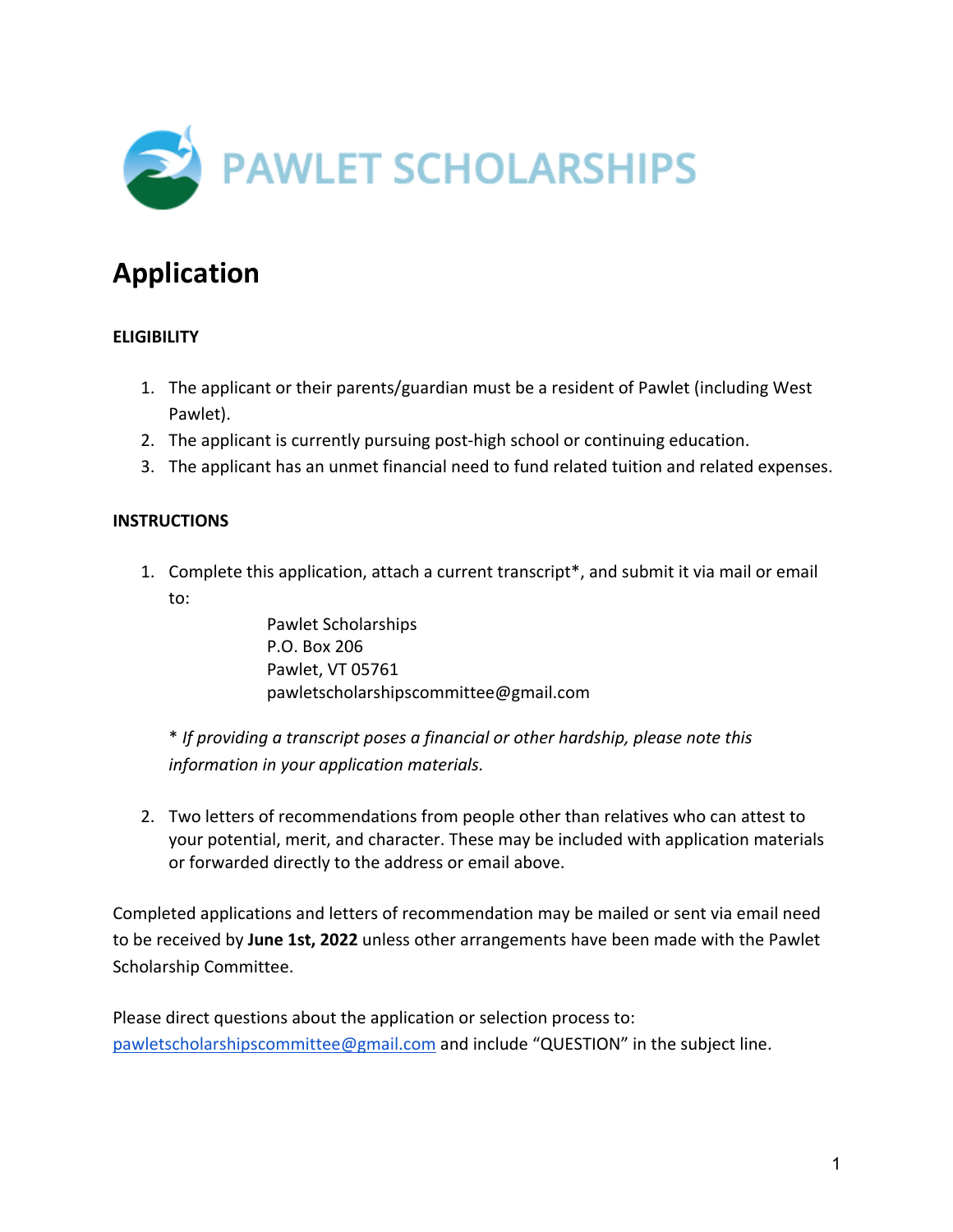# PAWLET SCHOLARSHIPS

## Application

**ELIGIBILITY**

1. The applicant or their parents/guardian must be a resident of Pawlet (including West Pawlet).
2. The applicant is currently pursuing post-high school or continuing education.
3. The applicant has an unmet financial need to fund related tuition and related expenses.

**INSTRUCTIONS**

1. Complete this application, attach a current transcript*, and submit it via mail or email to:

   Pawlet Scholarships
   P.O. Box 206
   Pawlet, VT 05761
   pawletscholarshipscommittee@gmail.com

   * *If providing a transcript poses a financial or other hardship, please note this information in your application materials.*

2. Two letters of recommendations from people other than relatives who can attest to your potential, merit, and character. These may be included with application materials or forwarded directly to the address or email above.

Completed applications and letters of recommendation may be mailed or sent via email need to be received by **June 1st, 2022** unless other arrangements have been made with the Pawlet Scholarship Committee.

Please direct questions about the application or selection process to: pawletscholarshipscommittee@gmail.com and include "QUESTION" in the subject line.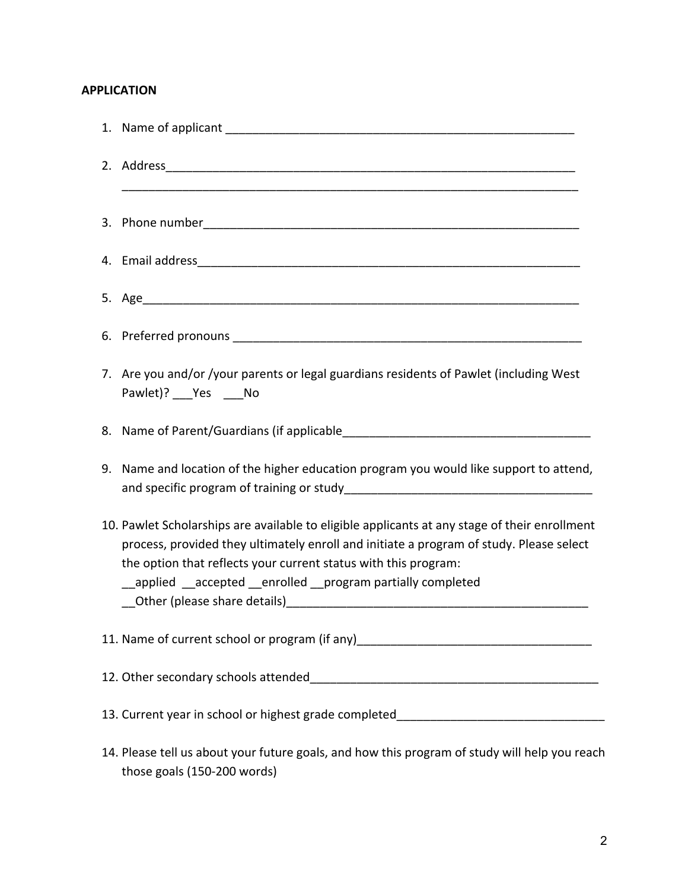**APPLICATION**

1. Name of applicant ____________________________________________________
2. Address____________________________________________________________
   ______________________________________________________________________
3. Phone number________________________________________________________
4. Email address________________________________________________________
5. Age_______________________________________________________________
6. Preferred pronouns ___________________________________________________
7. Are you and/or /your parents or legal guardians residents of Pawlet (including West Pawlet)? ___Yes ___No
8. Name of Parent/Guardians (if applicable____________________________________
9. Name and location of the higher education program you would like support to attend, and specific program of training or study____________________________________
10. Pawlet Scholarships are available to eligible applicants at any stage of their enrollment process, provided they ultimately enroll and initiate a program of study. Please select the option that reflects your current status with this program:
    __applied __accepted __enrolled __program partially completed
    __Other (please share details)___________________________________________
11. Name of current school or program (if any)__________________________________
12. Other secondary schools attended__________________________________________
13. Current year in school or highest grade completed______________________________
14. Please tell us about your future goals, and how this program of study will help you reach those goals (150-200 words)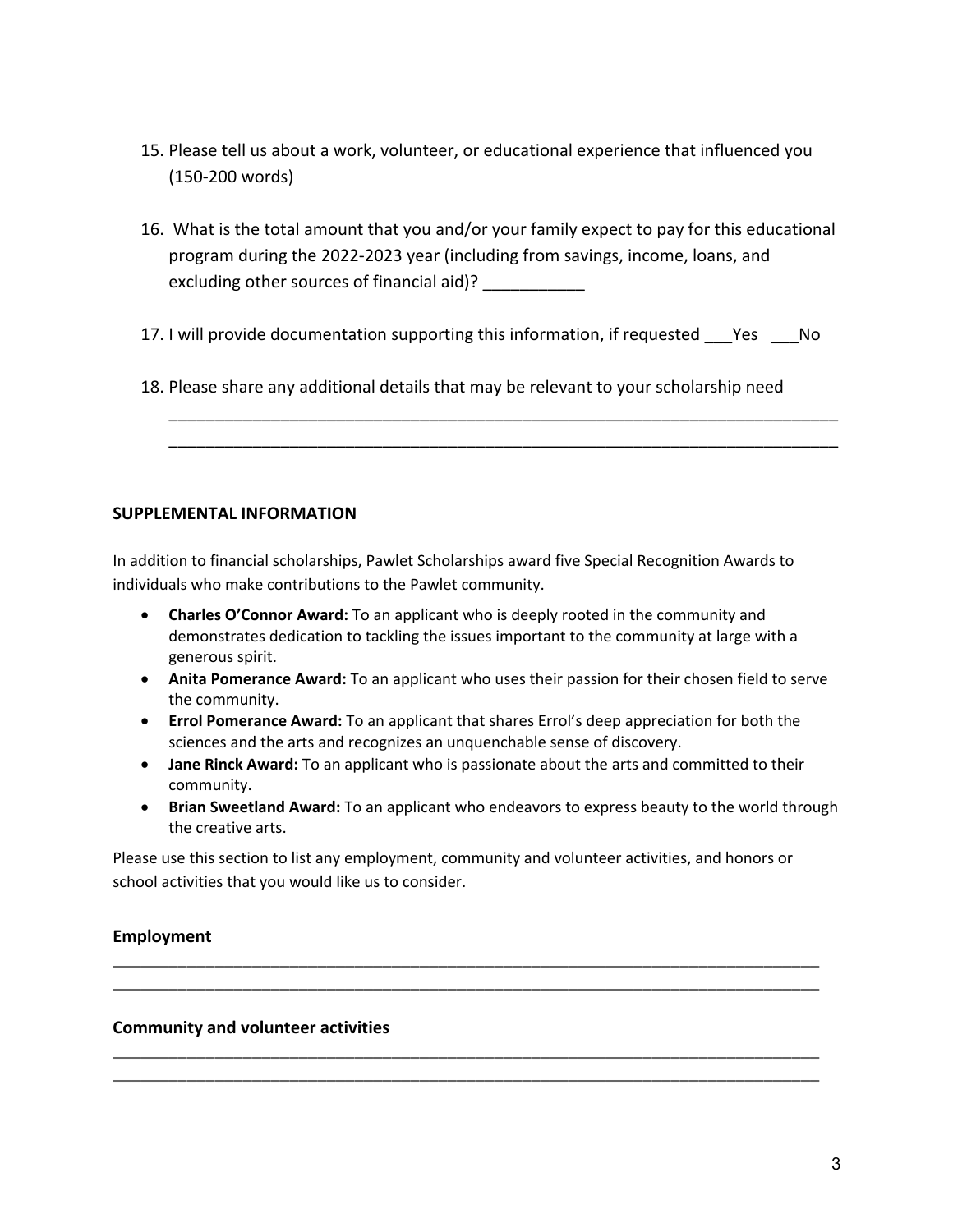15. Please tell us about a work, volunteer, or educational experience that influenced you (150-200 words)

16. What is the total amount that you and/or your family expect to pay for this educational program during the 2022-2023 year (including from savings, income, loans, and excluding other sources of financial aid)? ___________

17. I will provide documentation supporting this information, if requested ___Yes ___No

18. Please share any additional details that may be relevant to your scholarship need

    ______________________________________________________________________________
    ______________________________________________________________________________

**SUPPLEMENTAL INFORMATION**

In addition to financial scholarships, Pawlet Scholarships award five Special Recognition Awards to individuals who make contributions to the Pawlet community.

- **Charles O'Connor Award:** To an applicant who is deeply rooted in the community and demonstrates dedication to tackling the issues important to the community at large with a generous spirit.
- **Anita Pomerance Award:** To an applicant who uses their passion for their chosen field to serve the community.
- **Errol Pomerance Award:** To an applicant that shares Errol's deep appreciation for both the sciences and the arts and recognizes an unquenchable sense of discovery.
- **Jane Rinck Award:** To an applicant who is passionate about the arts and committed to their community.
- **Brian Sweetland Award:** To an applicant who endeavors to express beauty to the world through the creative arts.

Please use this section to list any employment, community and volunteer activities, and honors or school activities that you would like us to consider.

**Employment**

______________________________________________________________________________
______________________________________________________________________________

**Community and volunteer activities**

______________________________________________________________________________
______________________________________________________________________________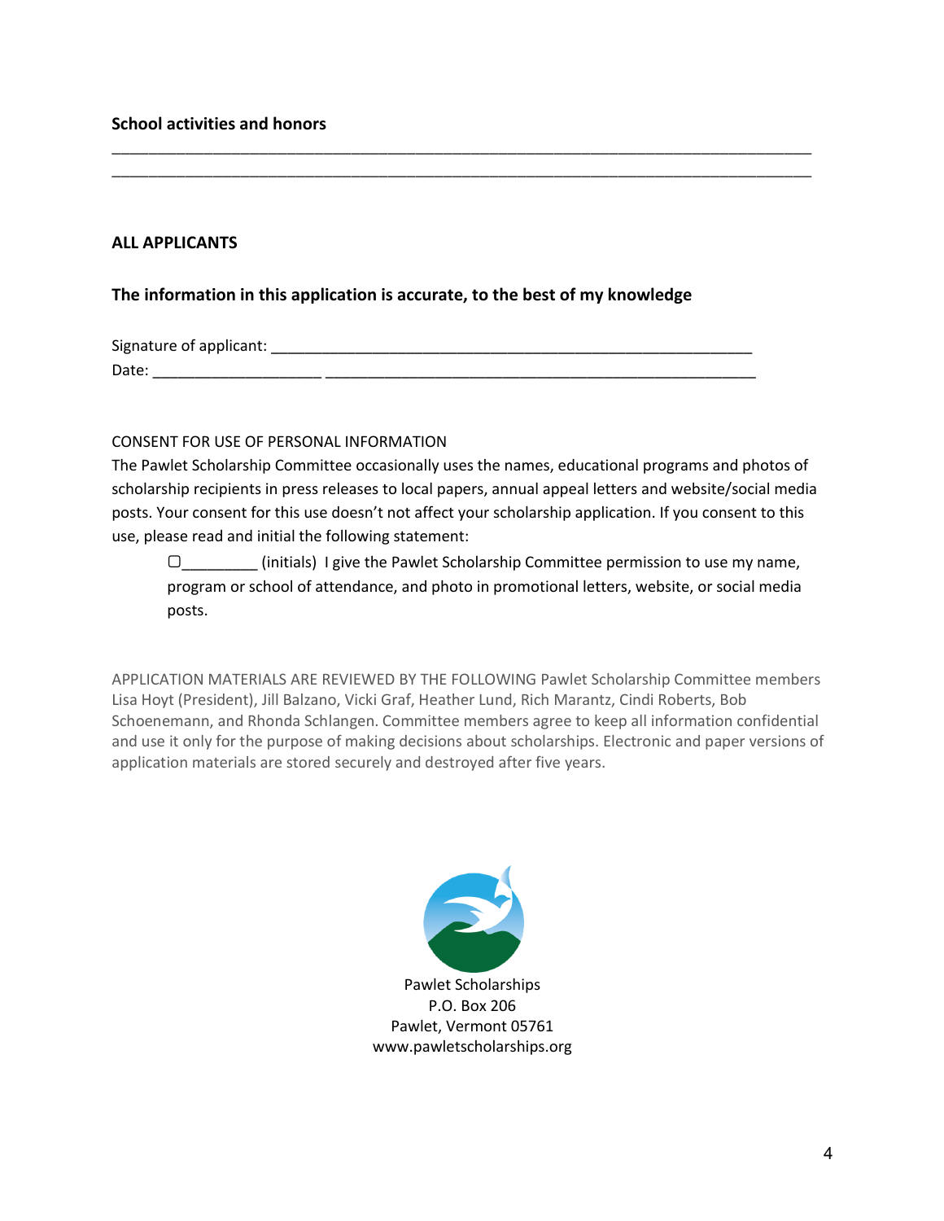**School activities and honors**

\_\_\_\_\_\_\_\_\_\_\_\_\_\_\_\_\_\_\_\_\_\_\_\_\_\_\_\_\_\_\_\_\_\_\_\_\_\_\_\_\_\_\_\_\_\_\_\_\_\_\_\_\_\_\_\_\_\_\_\_\_\_\_\_\_\_\_\_\_\_\_\_\_\_\_\_\_\_\_\_\_\_\_\_\_\_\_\_
\_\_\_\_\_\_\_\_\_\_\_\_\_\_\_\_\_\_\_\_\_\_\_\_\_\_\_\_\_\_\_\_\_\_\_\_\_\_\_\_\_\_\_\_\_\_\_\_\_\_\_\_\_\_\_\_\_\_\_\_\_\_\_\_\_\_\_\_\_\_\_\_\_\_\_\_\_\_\_\_\_\_\_\_\_\_\_\_

**ALL APPLICANTS**

**The information in this application is accurate, to the best of my knowledge**

Signature of applicant: \_\_\_\_\_\_\_\_\_\_\_\_\_\_\_\_\_\_\_\_\_\_\_\_\_\_\_\_\_\_\_\_\_\_\_\_\_\_\_\_\_\_\_\_\_\_\_\_\_\_\_\_\_\_\_\_\_\_
Date: \_\_\_\_\_\_\_\_\_\_\_\_\_\_\_\_\_\_\_\_ \_\_\_\_\_\_\_\_\_\_\_\_\_\_\_\_\_\_\_\_\_\_\_\_\_\_\_\_\_\_\_\_\_\_\_\_\_\_\_\_\_\_\_\_\_\_\_\_\_\_\_\_

CONSENT FOR USE OF PERSONAL INFORMATION

The Pawlet Scholarship Committee occasionally uses the names, educational programs and photos of scholarship recipients in press releases to local papers, annual appeal letters and website/social media posts. Your consent for this use doesn't not affect your scholarship application. If you consent to this use, please read and initial the following statement:

> ☐\_\_\_\_\_\_\_\_\_ (initials) I give the Pawlet Scholarship Committee permission to use my name, program or school of attendance, and photo in promotional letters, website, or social media posts.

APPLICATION MATERIALS ARE REVIEWED BY THE FOLLOWING Pawlet Scholarship Committee members Lisa Hoyt (President), Jill Balzano, Vicki Graf, Heather Lund, Rich Marantz, Cindi Roberts, Bob Schoenemann, and Rhonda Schlangen. Committee members agree to keep all information confidential and use it only for the purpose of making decisions about scholarships. Electronic and paper versions of application materials are stored securely and destroyed after five years.

Pawlet Scholarships
P.O. Box 206
Pawlet, Vermont 05761
www.pawletscholarships.org